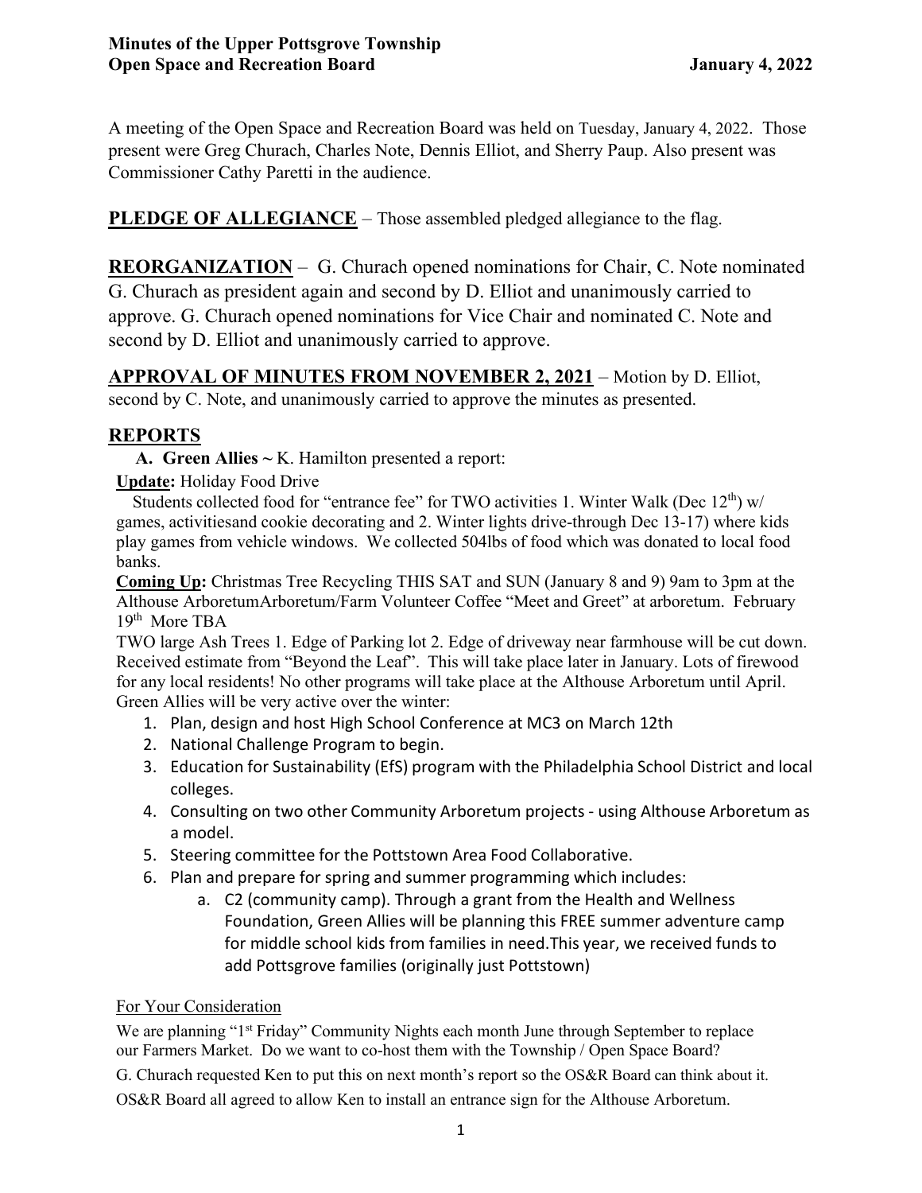**Minutes of the Upper Pottsgrove Township**
**Open Space and Recreation Board** **January 4, 2022**

A meeting of the Open Space and Recreation Board was held on Tuesday, January 4, 2022. Those present were Greg Churach, Charles Note, Dennis Elliot, and Sherry Paup. Also present was Commissioner Cathy Paretti in the audience.

**PLEDGE OF ALLEGIANCE** – Those assembled pledged allegiance to the flag.

**REORGANIZATION** – G. Churach opened nominations for Chair, C. Note nominated G. Churach as president again and second by D. Elliot and unanimously carried to approve. G. Churach opened nominations for Vice Chair and nominated C. Note and second by D. Elliot and unanimously carried to approve.

**APPROVAL OF MINUTES FROM NOVEMBER 2, 2021** – Motion by D. Elliot, second by C. Note, and unanimously carried to approve the minutes as presented.

## REPORTS

**A. Green Allies ~** K. Hamilton presented a report:

**Update:** Holiday Food Drive

Students collected food for "entrance fee" for TWO activities 1. Winter Walk (Dec 12th) w/ games, activitiesand cookie decorating and 2. Winter lights drive-through Dec 13-17) where kids play games from vehicle windows. We collected 504lbs of food which was donated to local food banks.

**Coming Up:** Christmas Tree Recycling THIS SAT and SUN (January 8 and 9) 9am to 3pm at the Althouse ArboretumArboretum/Farm Volunteer Coffee "Meet and Greet" at arboretum. February 19th More TBA

TWO large Ash Trees 1. Edge of Parking lot 2. Edge of driveway near farmhouse will be cut down. Received estimate from "Beyond the Leaf". This will take place later in January. Lots of firewood for any local residents! No other programs will take place at the Althouse Arboretum until April. Green Allies will be very active over the winter:

1. Plan, design and host High School Conference at MC3 on March 12th
2. National Challenge Program to begin.
3. Education for Sustainability (EfS) program with the Philadelphia School District and local colleges.
4. Consulting on two other Community Arboretum projects - using Althouse Arboretum as a model.
5. Steering committee for the Pottstown Area Food Collaborative.
6. Plan and prepare for spring and summer programming which includes:
   a. C2 (community camp). Through a grant from the Health and Wellness Foundation, Green Allies will be planning this FREE summer adventure camp for middle school kids from families in need.This year, we received funds to add Pottsgrove families (originally just Pottstown)

For Your Consideration

We are planning "1st Friday" Community Nights each month June through September to replace our Farmers Market. Do we want to co-host them with the Township / Open Space Board?

G. Churach requested Ken to put this on next month's report so the OS&R Board can think about it.

OS&R Board all agreed to allow Ken to install an entrance sign for the Althouse Arboretum.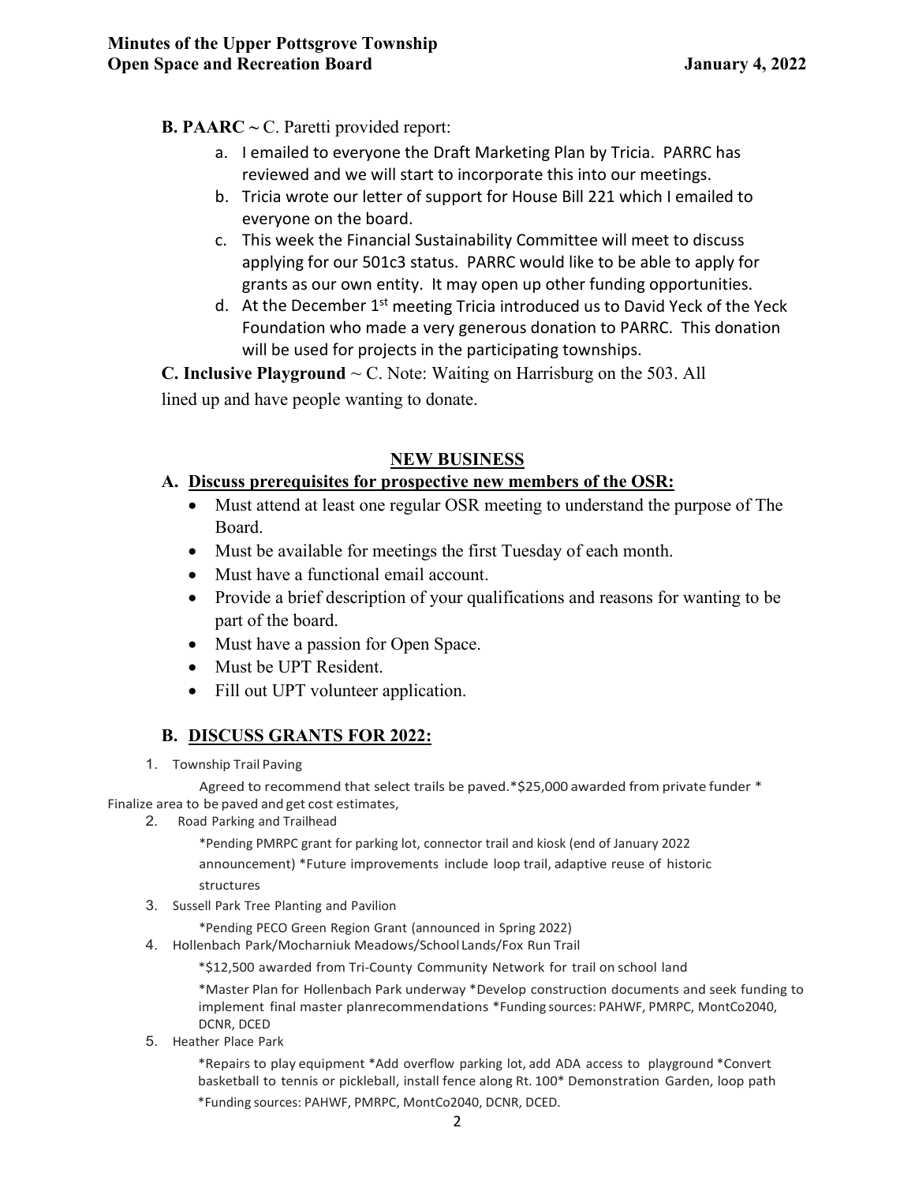**B. PAARC ~** C. Paretti provided report:

a. I emailed to everyone the Draft Marketing Plan by Tricia. PARRC has reviewed and we will start to incorporate this into our meetings.
b. Tricia wrote our letter of support for House Bill 221 which I emailed to everyone on the board.
c. This week the Financial Sustainability Committee will meet to discuss applying for our 501c3 status. PARRC would like to be able to apply for grants as our own entity. It may open up other funding opportunities.
d. At the December 1st meeting Tricia introduced us to David Yeck of the Yeck Foundation who made a very generous donation to PARRC. This donation will be used for projects in the participating townships.

**C. Inclusive Playground** ~ C. Note: Waiting on Harrisburg on the 503. All lined up and have people wanting to donate.

## NEW BUSINESS

### A. Discuss prerequisites for prospective new members of the OSR:

- Must attend at least one regular OSR meeting to understand the purpose of The Board.
- Must be available for meetings the first Tuesday of each month.
- Must have a functional email account.
- Provide a brief description of your qualifications and reasons for wanting to be part of the board.
- Must have a passion for Open Space.
- Must be UPT Resident.
- Fill out UPT volunteer application.

### B. DISCUSS GRANTS FOR 2022:

1. Township Trail Paving

   Agreed to recommend that select trails be paved.*$25,000 awarded from private funder * Finalize area to be paved and get cost estimates,

2. Road Parking and Trailhead

   *Pending PMRPC grant for parking lot, connector trail and kiosk (end of January 2022 announcement) *Future improvements include loop trail, adaptive reuse of historic structures

3. Sussell Park Tree Planting and Pavilion

   *Pending PECO Green Region Grant (announced in Spring 2022)

4. Hollenbach Park/Mocharniuk Meadows/School Lands/Fox Run Trail

   *$12,500 awarded from Tri-County Community Network for trail on school land

   *Master Plan for Hollenbach Park underway *Develop construction documents and seek funding to implement final master planrecommendations *Funding sources: PAHWF, PMRPC, MontCo2040, DCNR, DCED

5. Heather Place Park

   *Repairs to play equipment *Add overflow parking lot, add ADA access to playground *Convert basketball to tennis or pickleball, install fence along Rt. 100* Demonstration Garden, loop path *Funding sources: PAHWF, PMRPC, MontCo2040, DCNR, DCED.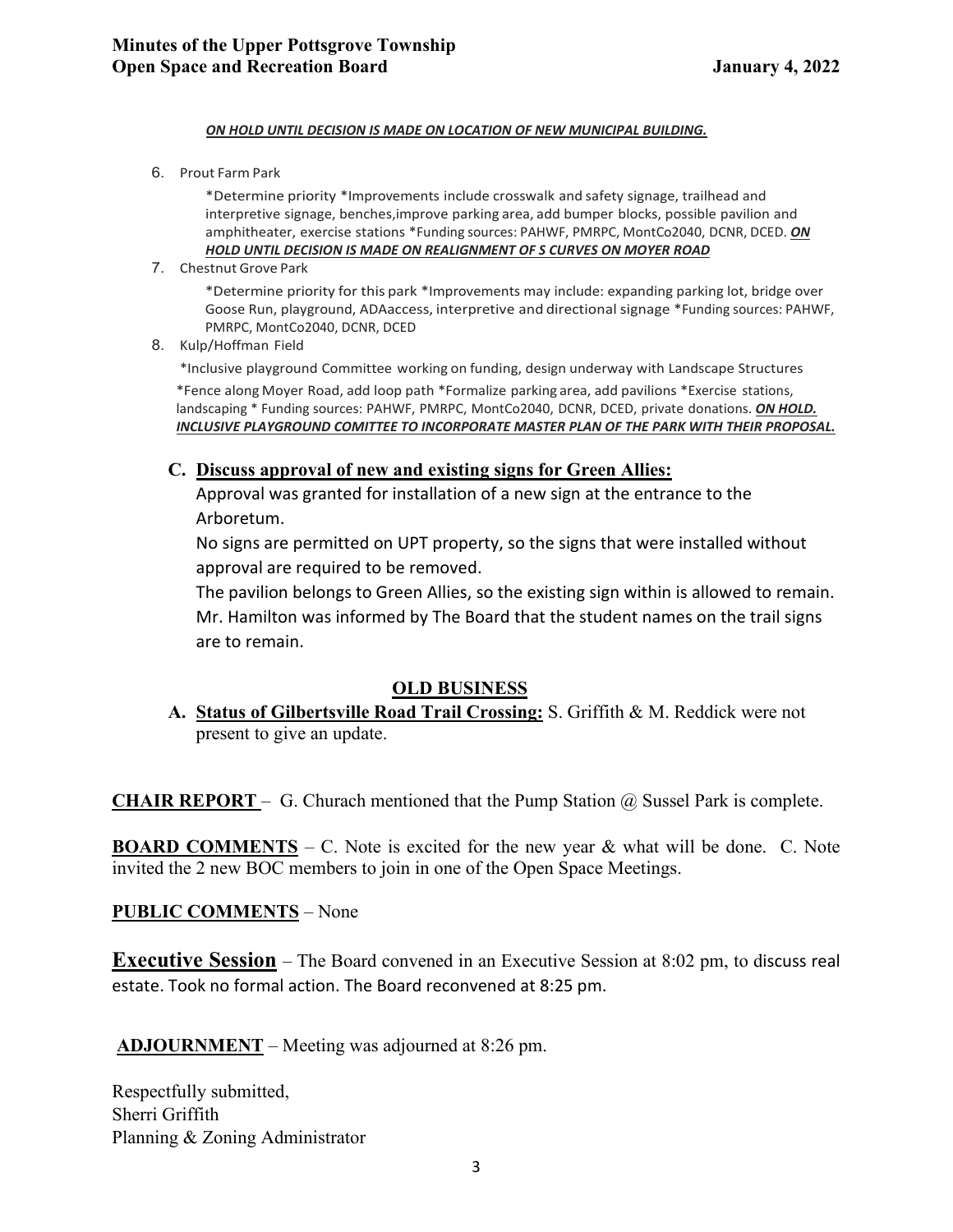***ON HOLD UNTIL DECISION IS MADE ON LOCATION OF NEW MUNICIPAL BUILDING.***

6. Prout Farm Park

   *Determine priority *Improvements include crosswalk and safety signage, trailhead and interpretive signage, benches,improve parking area, add bumper blocks, possible pavilion and amphitheater, exercise stations *Funding sources: PAHWF, PMRPC, MontCo2040, DCNR, DCED. ***ON HOLD UNTIL DECISION IS MADE ON REALIGNMENT OF S CURVES ON MOYER ROAD***

7. Chestnut Grove Park

   *Determine priority for this park *Improvements may include: expanding parking lot, bridge over Goose Run, playground, ADAaccess, interpretive and directional signage *Funding sources: PAHWF, PMRPC, MontCo2040, DCNR, DCED

8. Kulp/Hoffman Field

   *Inclusive playground Committee working on funding, design underway with Landscape Structures *Fence along Moyer Road, add loop path *Formalize parking area, add pavilions *Exercise stations, landscaping * Funding sources: PAHWF, PMRPC, MontCo2040, DCNR, DCED, private donations. ***ON HOLD. INCLUSIVE PLAYGROUND COMITTEE TO INCORPORATE MASTER PLAN OF THE PARK WITH THEIR PROPOSAL.***

**C. Discuss approval of new and existing signs for Green Allies:**

Approval was granted for installation of a new sign at the entrance to the Arboretum.

No signs are permitted on UPT property, so the signs that were installed without approval are required to be removed.

The pavilion belongs to Green Allies, so the existing sign within is allowed to remain.

Mr. Hamilton was informed by The Board that the student names on the trail signs are to remain.

## OLD BUSINESS

**A. Status of Gilbertsville Road Trail Crossing:** S. Griffith & M. Reddick were not present to give an update.

**CHAIR REPORT** – G. Churach mentioned that the Pump Station @ Sussel Park is complete.

**BOARD COMMENTS** – C. Note is excited for the new year & what will be done. C. Note invited the 2 new BOC members to join in one of the Open Space Meetings.

**PUBLIC COMMENTS** – None

**Executive Session** – The Board convened in an Executive Session at 8:02 pm, to discuss real estate. Took no formal action. The Board reconvened at 8:25 pm.

**ADJOURNMENT** – Meeting was adjourned at 8:26 pm.

Respectfully submitted,
Sherri Griffith
Planning & Zoning Administrator